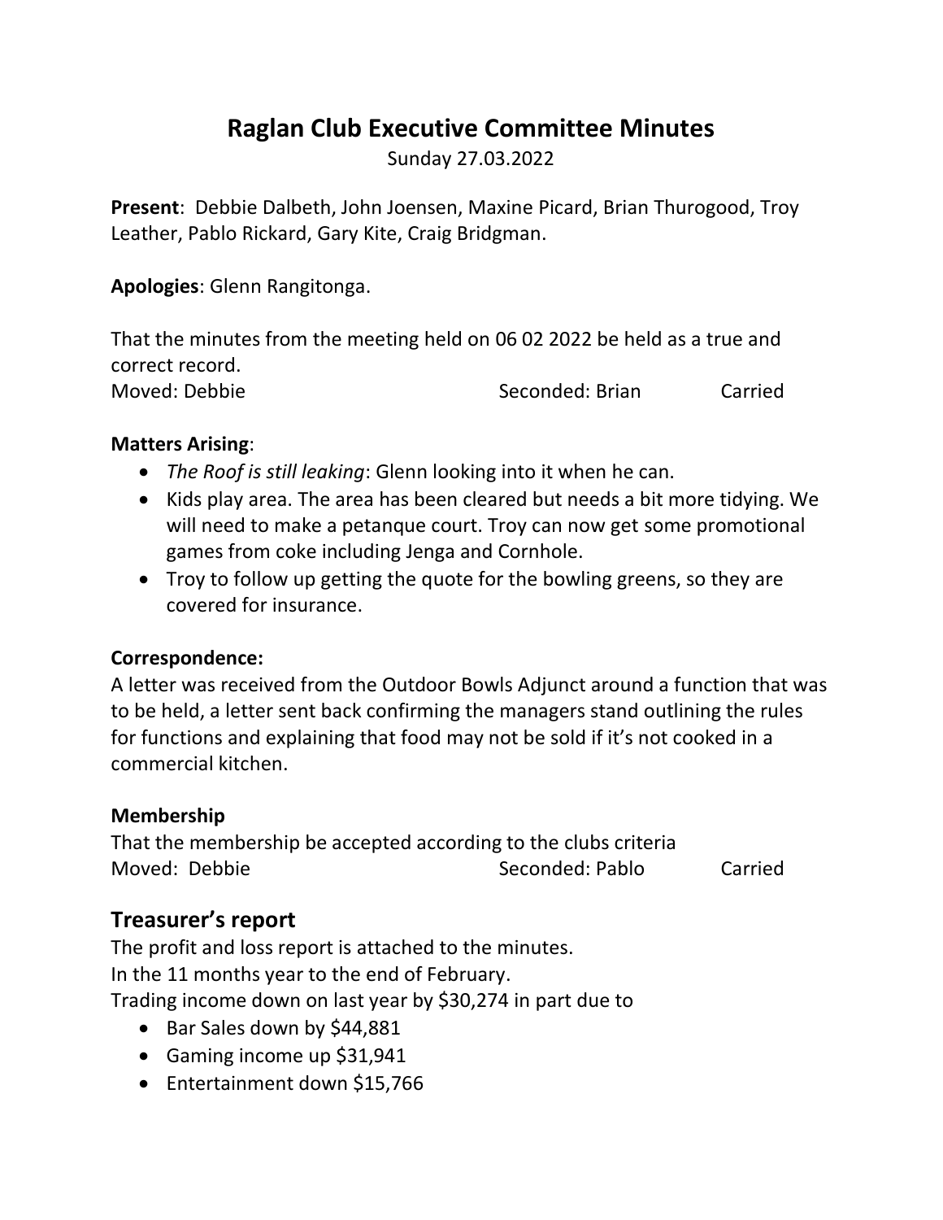# Raglan Club Executive Committee Minutes

Sunday 27.03.2022

**Present**: Debbie Dalbeth, John Joensen, Maxine Picard, Brian Thurogood, Troy Leather, Pablo Rickard, Gary Kite, Craig Bridgman.

**Apologies**: Glenn Rangitonga.

That the minutes from the meeting held on 06 02 2022 be held as a true and correct record.

Moved: Debbie Seconded: Brian Carried

**Matters Arising**:

- *The Roof is still leaking*: Glenn looking into it when he can.
- Kids play area. The area has been cleared but needs a bit more tidying. We will need to make a petanque court. Troy can now get some promotional games from coke including Jenga and Cornhole.
- Troy to follow up getting the quote for the bowling greens, so they are covered for insurance.

**Correspondence:**

A letter was received from the Outdoor Bowls Adjunct around a function that was to be held, a letter sent back confirming the managers stand outlining the rules for functions and explaining that food may not be sold if it's not cooked in a commercial kitchen.

**Membership**

That the membership be accepted according to the clubs criteria

Moved: Debbie Seconded: Pablo Carried

## Treasurer's report

The profit and loss report is attached to the minutes.

In the 11 months year to the end of February.

Trading income down on last year by $30,274 in part due to

- Bar Sales down by $44,881
- Gaming income up $31,941
- Entertainment down $15,766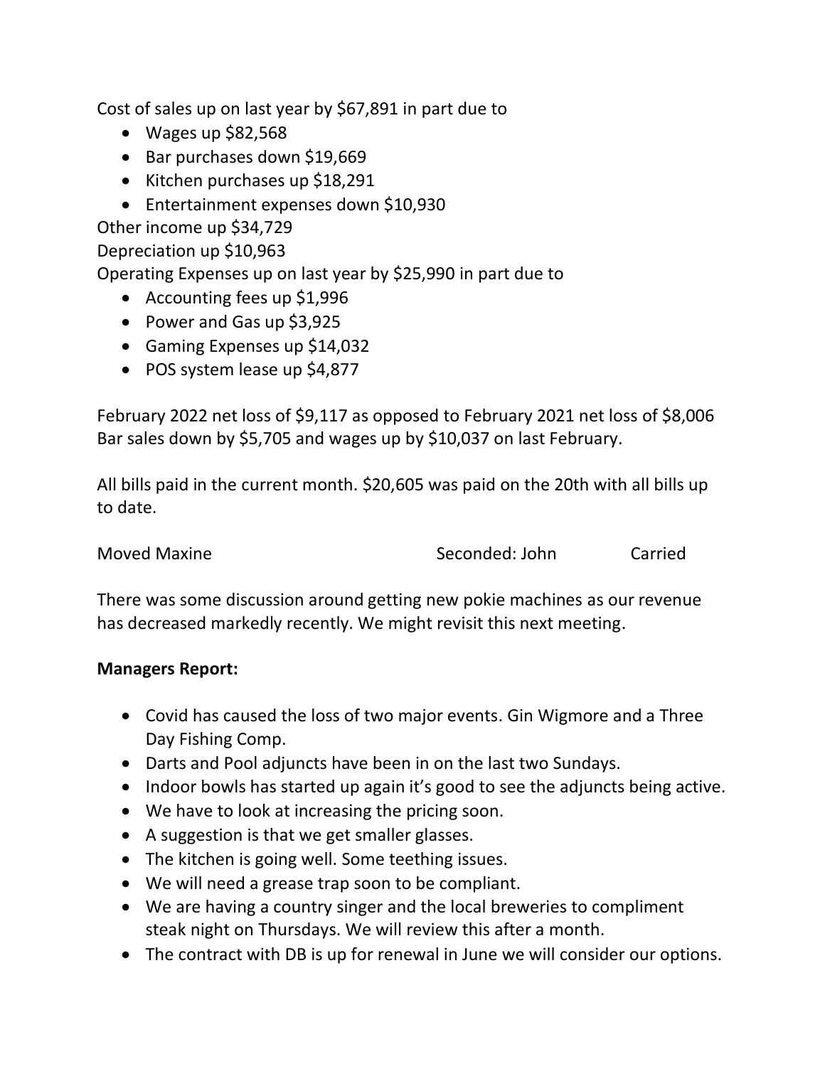Cost of sales up on last year by $67,891 in part due to

- Wages up $82,568
- Bar purchases down $19,669
- Kitchen purchases up $18,291
- Entertainment expenses down $10,930

Other income up $34,729
Depreciation up $10,963
Operating Expenses up on last year by $25,990 in part due to

- Accounting fees up $1,996
- Power and Gas up $3,925
- Gaming Expenses up $14,032
- POS system lease up $4,877

February 2022 net loss of $9,117 as opposed to February 2021 net loss of $8,006
Bar sales down by $5,705 and wages up by $10,037 on last February.

All bills paid in the current month. $20,605 was paid on the 20th with all bills up to date.

Moved Maxine Seconded: John Carried

There was some discussion around getting new pokie machines as our revenue has decreased markedly recently. We might revisit this next meeting.

**Managers Report:**

- Covid has caused the loss of two major events. Gin Wigmore and a Three Day Fishing Comp.
- Darts and Pool adjuncts have been in on the last two Sundays.
- Indoor bowls has started up again it's good to see the adjuncts being active.
- We have to look at increasing the pricing soon.
- A suggestion is that we get smaller glasses.
- The kitchen is going well. Some teething issues.
- We will need a grease trap soon to be compliant.
- We are having a country singer and the local breweries to compliment steak night on Thursdays. We will review this after a month.
- The contract with DB is up for renewal in June we will consider our options.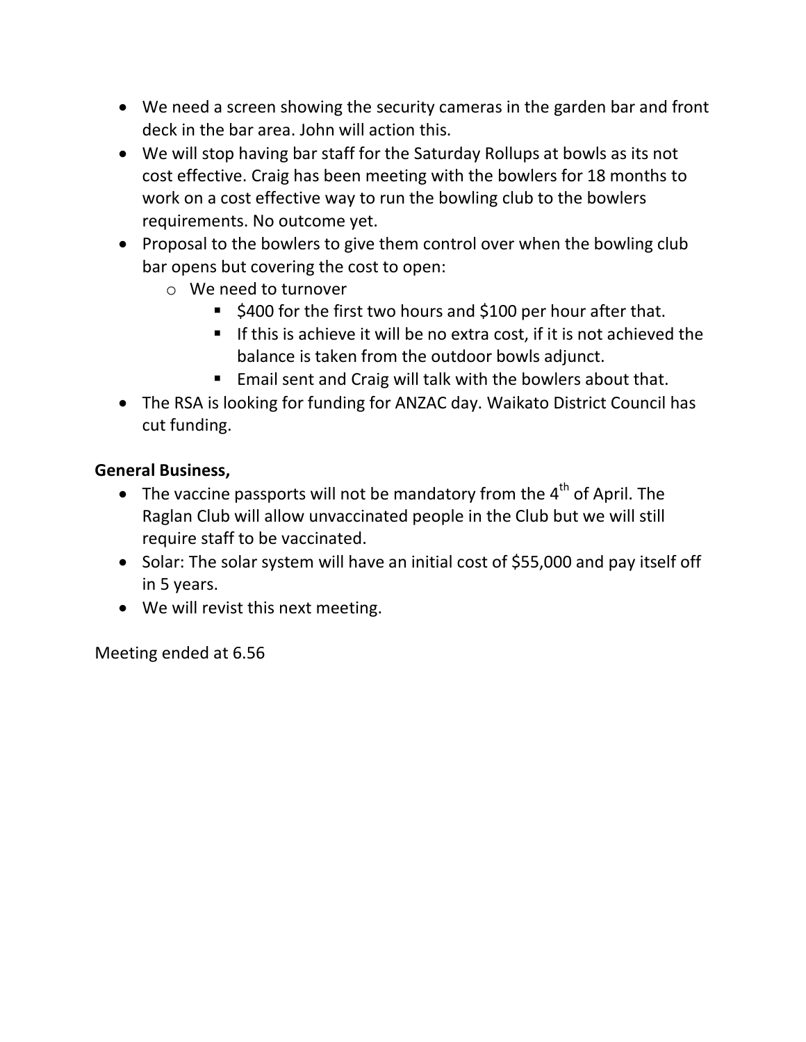- We need a screen showing the security cameras in the garden bar and front deck in the bar area. John will action this.
- We will stop having bar staff for the Saturday Rollups at bowls as its not cost effective. Craig has been meeting with the bowlers for 18 months to work on a cost effective way to run the bowling club to the bowlers requirements. No outcome yet.
- Proposal to the bowlers to give them control over when the bowling club bar opens but covering the cost to open:
  - We need to turnover
    - $400 for the first two hours and $100 per hour after that.
    - If this is achieve it will be no extra cost, if it is not achieved the balance is taken from the outdoor bowls adjunct.
    - Email sent and Craig will talk with the bowlers about that.
- The RSA is looking for funding for ANZAC day. Waikato District Council has cut funding.

**General Business,**

- The vaccine passports will not be mandatory from the 4th of April. The Raglan Club will allow unvaccinated people in the Club but we will still require staff to be vaccinated.
- Solar: The solar system will have an initial cost of $55,000 and pay itself off in 5 years.
- We will revist this next meeting.

Meeting ended at 6.56